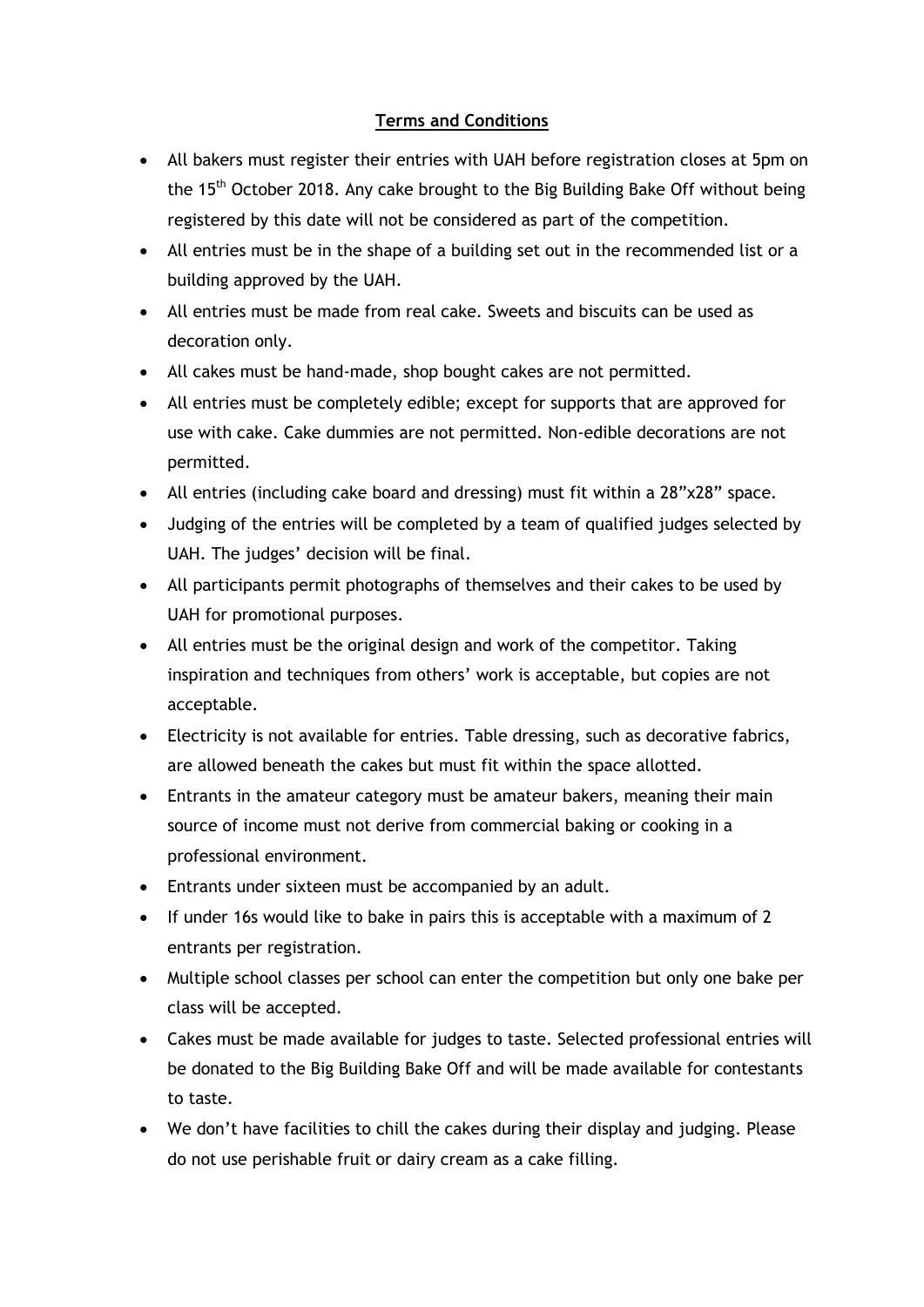**Terms and Conditions**

- All bakers must register their entries with UAH before registration closes at 5pm on the 15th October 2018. Any cake brought to the Big Building Bake Off without being registered by this date will not be considered as part of the competition.
- All entries must be in the shape of a building set out in the recommended list or a building approved by the UAH.
- All entries must be made from real cake. Sweets and biscuits can be used as decoration only.
- All cakes must be hand-made, shop bought cakes are not permitted.
- All entries must be completely edible; except for supports that are approved for use with cake. Cake dummies are not permitted. Non-edible decorations are not permitted.
- All entries (including cake board and dressing) must fit within a 28"x28" space.
- Judging of the entries will be completed by a team of qualified judges selected by UAH. The judges' decision will be final.
- All participants permit photographs of themselves and their cakes to be used by UAH for promotional purposes.
- All entries must be the original design and work of the competitor. Taking inspiration and techniques from others' work is acceptable, but copies are not acceptable.
- Electricity is not available for entries. Table dressing, such as decorative fabrics, are allowed beneath the cakes but must fit within the space allotted.
- Entrants in the amateur category must be amateur bakers, meaning their main source of income must not derive from commercial baking or cooking in a professional environment.
- Entrants under sixteen must be accompanied by an adult.
- If under 16s would like to bake in pairs this is acceptable with a maximum of 2 entrants per registration.
- Multiple school classes per school can enter the competition but only one bake per class will be accepted.
- Cakes must be made available for judges to taste. Selected professional entries will be donated to the Big Building Bake Off and will be made available for contestants to taste.
- We don't have facilities to chill the cakes during their display and judging. Please do not use perishable fruit or dairy cream as a cake filling.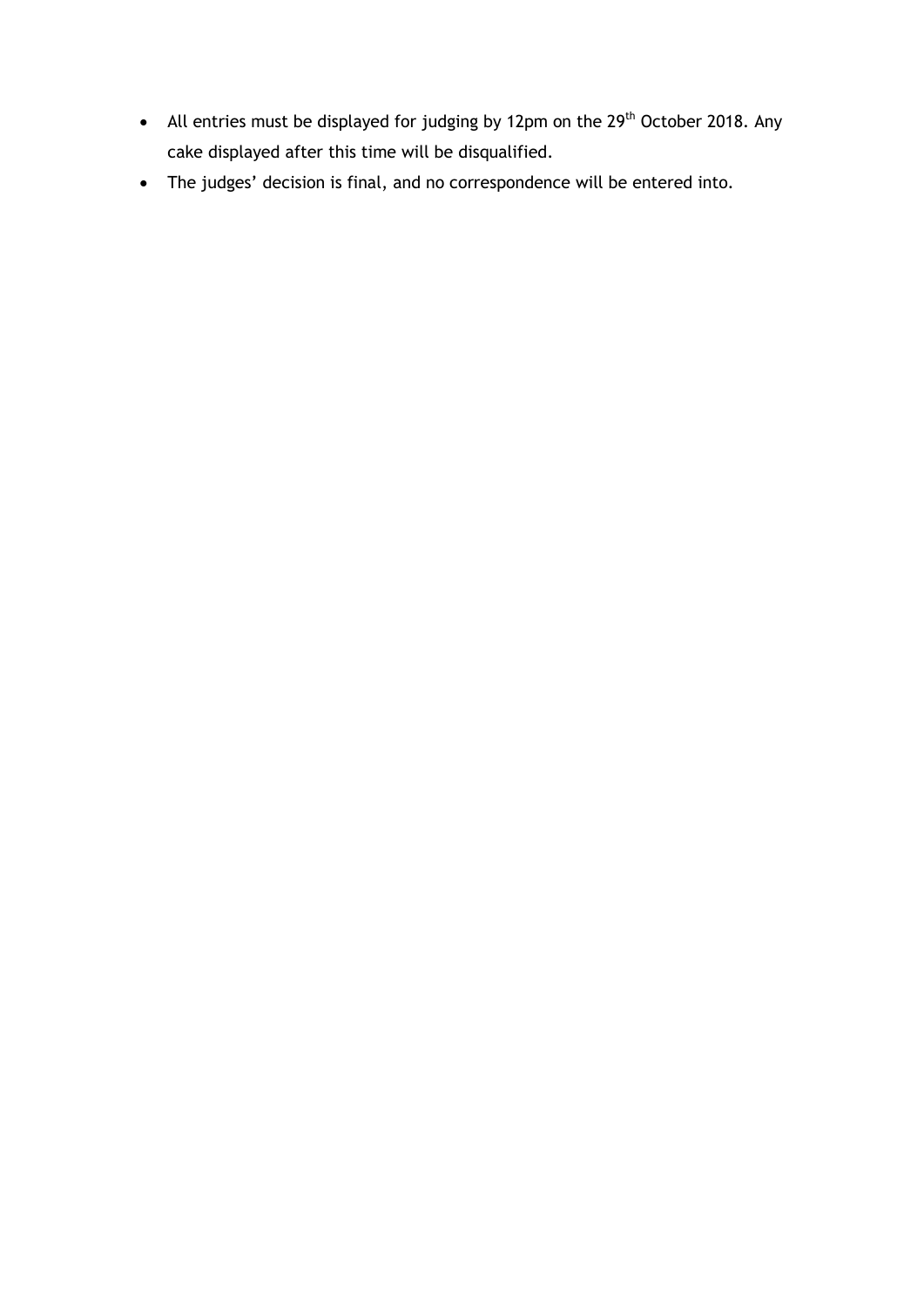- All entries must be displayed for judging by 12pm on the 29th October 2018. Any cake displayed after this time will be disqualified.
- The judges' decision is final, and no correspondence will be entered into.